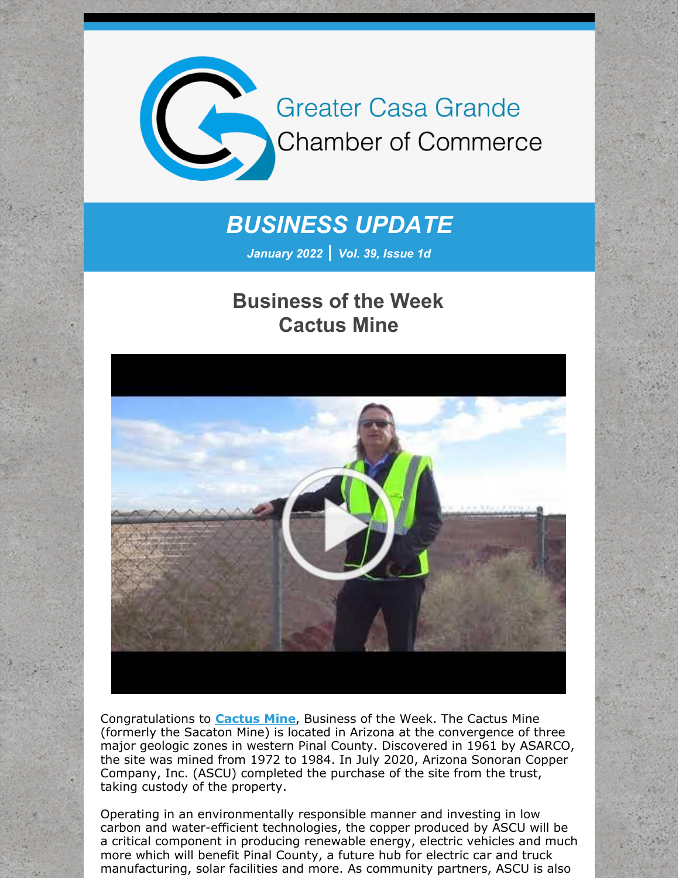Greater Casa Grande Chamber of Commerce

# *BUSINESS UPDATE*

***January 2022 | Vol. 39, Issue 1d***

## Business of the Week
## Cactus Mine

Congratulations to **Cactus Mine**, Business of the Week. The Cactus Mine (formerly the Sacaton Mine) is located in Arizona at the convergence of three major geologic zones in western Pinal County. Discovered in 1961 by ASARCO, the site was mined from 1972 to 1984. In July 2020, Arizona Sonoran Copper Company, Inc. (ASCU) completed the purchase of the site from the trust, taking custody of the property.

Operating in an environmentally responsible manner and investing in low carbon and water-efficient technologies, the copper produced by ASCU will be a critical component in producing renewable energy, electric vehicles and much more which will benefit Pinal County, a future hub for electric car and truck manufacturing, solar facilities and more. As community partners, ASCU is also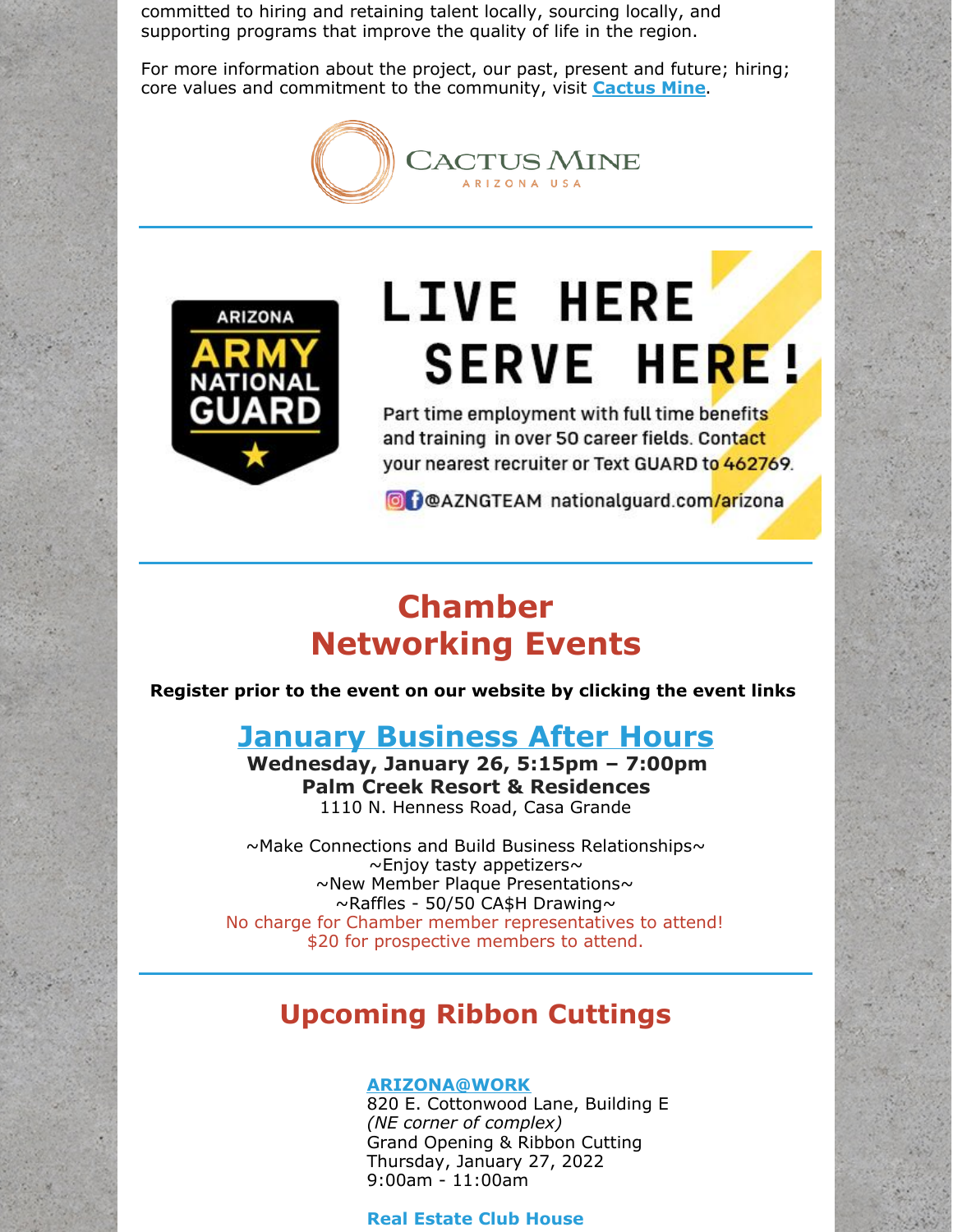committed to hiring and retaining talent locally, sourcing locally, and supporting programs that improve the quality of life in the region.

For more information about the project, our past, present and future; hiring; core values and commitment to the community, visit **Cactus Mine**.

CACTUS MINE
ARIZONA USA

ARIZONA ARMY NATIONAL GUARD

LIVE HERE SERVE HERE!

Part time employment with full time benefits and training in over 50 career fields. Contact your nearest recruiter or Text GUARD to 462769.

@AZNGTEAM nationalguard.com/arizona

# Chamber Networking Events

**Register prior to the event on our website by clicking the event links**

## January Business After Hours

**Wednesday, January 26, 5:15pm – 7:00pm**
**Palm Creek Resort & Residences**
1110 N. Henness Road, Casa Grande

~Make Connections and Build Business Relationships~
~Enjoy tasty appetizers~
~New Member Plaque Presentations~
~Raffles - 50/50 CA$H Drawing~
No charge for Chamber member representatives to attend!
$20 for prospective members to attend.

# Upcoming Ribbon Cuttings

**ARIZONA@WORK**
820 E. Cottonwood Lane, Building E
*(NE corner of complex)*
Grand Opening & Ribbon Cutting
Thursday, January 27, 2022
9:00am - 11:00am

**Real Estate Club House**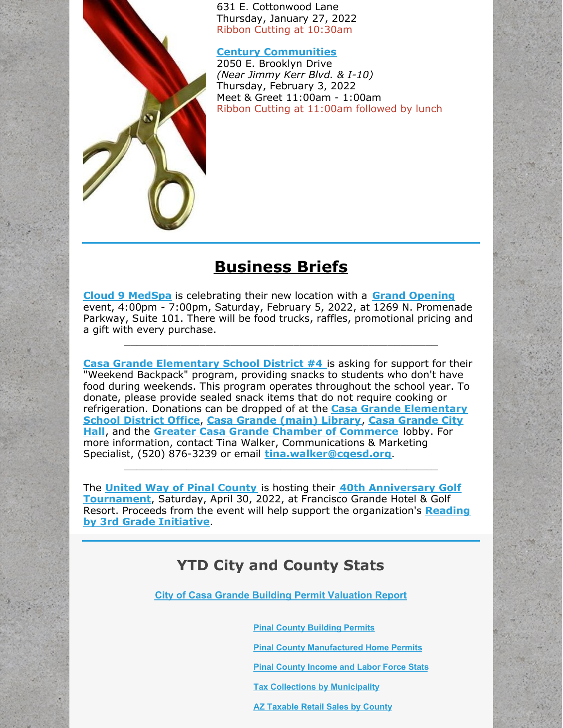631 E. Cottonwood Lane
Thursday, January 27, 2022
Ribbon Cutting at 10:30am

**Century Communities**
2050 E. Brooklyn Drive
*(Near Jimmy Kerr Blvd. & I-10)*
Thursday, February 3, 2022
Meet & Greet 11:00am - 1:00am
Ribbon Cutting at 11:00am followed by lunch

# Business Briefs

**Cloud 9 MedSpa** is celebrating their new location with a **Grand Opening** event, 4:00pm - 7:00pm, Saturday, February 5, 2022, at 1269 N. Promenade Parkway, Suite 101. There will be food trucks, raffles, promotional pricing and a gift with every purchase.

---

**Casa Grande Elementary School District #4** is asking for support for their "Weekend Backpack" program, providing snacks to students who don't have food during weekends. This program operates throughout the school year. To donate, please provide sealed snack items that do not require cooking or refrigeration. Donations can be dropped of at the **Casa Grande Elementary School District Office**, **Casa Grande (main) Library**, **Casa Grande City Hall**, and the **Greater Casa Grande Chamber of Commerce** lobby. For more information, contact Tina Walker, Communications & Marketing Specialist, (520) 876-3239 or email **tina.walker@cgesd.org**.

---

The **United Way of Pinal County** is hosting their **40th Anniversary Golf Tournament**, Saturday, April 30, 2022, at Francisco Grande Hotel & Golf Resort. Proceeds from the event will help support the organization's **Reading by 3rd Grade Initiative**.

## YTD City and County Stats

**City of Casa Grande Building Permit Valuation Report**

**Pinal County Building Permits**

**Pinal County Manufactured Home Permits**

**Pinal County Income and Labor Force Stats**

**Tax Collections by Municipality**

**AZ Taxable Retail Sales by County**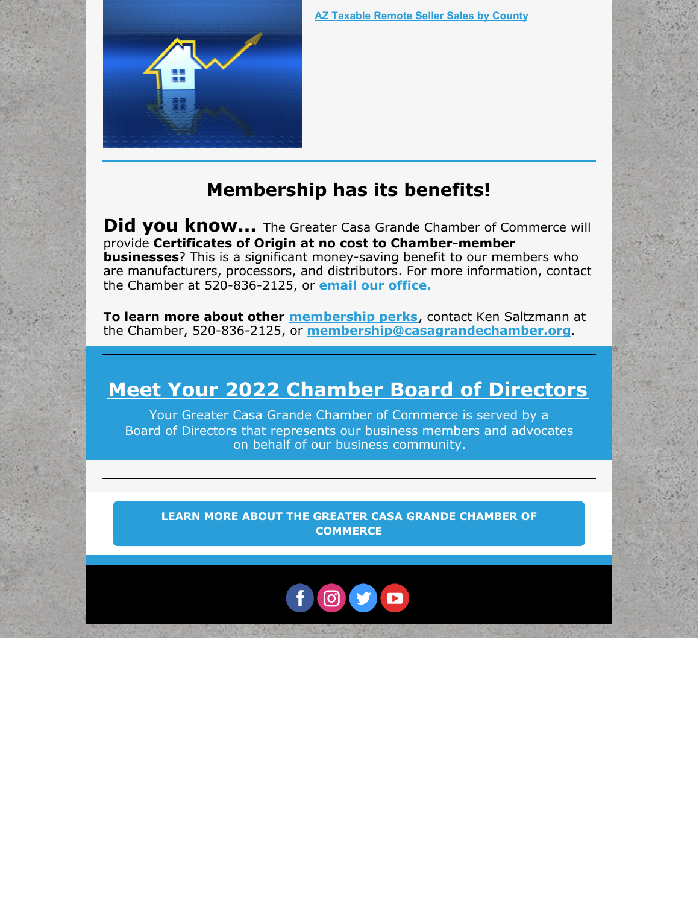AZ Taxable Remote Seller Sales by County

## Membership has its benefits!

**Did you know...** The Greater Casa Grande Chamber of Commerce will provide **Certificates of Origin at no cost to Chamber-member businesses**? This is a significant money-saving benefit to our members who are manufacturers, processors, and distributors. For more information, contact the Chamber at 520-836-2125, or **email our office.**

**To learn more about other membership perks**, contact Ken Saltzmann at the Chamber, 520-836-2125, or **membership@casagrandechamber.org**.

## Meet Your 2022 Chamber Board of Directors

Your Greater Casa Grande Chamber of Commerce is served by a Board of Directors that represents our business members and advocates on behalf of our business community.

**LEARN MORE ABOUT THE GREATER CASA GRANDE CHAMBER OF COMMERCE**